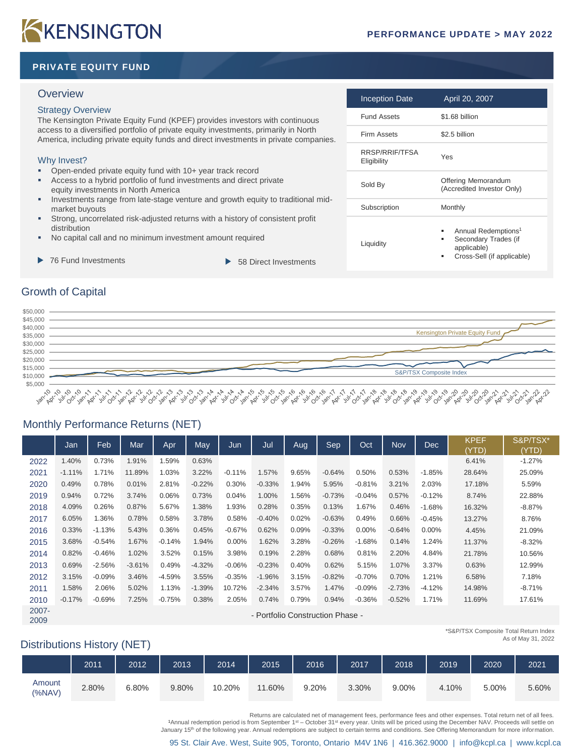# KENSINGTON

**PERFORMANCE UPDATE > MAY 2022**

## PRIVATE EQUITY FUND

### Overview

#### Strategy Overview

The Kensington Private Equity Fund (KPEF) provides investors with continuous access to a diversified portfolio of private equity investments, primarily in North America, including private equity funds and direct investments in private companies.

#### Why Invest?

- Open-ended private equity fund with 10+ year track record
- Access to a hybrid portfolio of fund investments and direct private equity investments in North America
- Investments range from late-stage venture and growth equity to traditional mid-market buyouts
- Strong, uncorrelated risk-adjusted returns with a history of consistent profit distribution
- No capital call and no minimum investment amount required

▶ 76 Fund Investments

▶ 58 Direct Investments

| Inception Date | April 20, 2007 |
|---|---|
| Fund Assets | $1.68 billion |
| Firm Assets | $2.5 billion |
| RRSP/RRIF/TFSA Eligibility | Yes |
| Sold By | Offering Memorandum (Accredited Investor Only) |
| Subscription | Monthly |
| Liquidity | ▪ Annual Redemptions[1]<br>▪ Secondary Trades (if applicable)<br>▪ Cross-Sell (if applicable) |

### Growth of Capital

Kensington Private Equity Fund

S&P/TSX Composite Index

### Monthly Performance Returns (NET)

| | Jan | Feb | Mar | Apr | May | Jun | Jul | Aug | Sep | Oct | Nov | Dec | KPEF (YTD) | S&P/TSX* (YTD) |
|---|---|---|---|---|---|---|---|---|---|---|---|---|---|---|
| 2022 | 1.40% | 0.73% | 1.91% | 1.59% | 0.63% | | | | | | | | 6.41% | -1.27% |
| 2021 | -1.11% | 1.71% | 11.89% | 1.03% | 3.22% | -0.11% | 1.57% | 9.65% | -0.64% | 0.50% | 0.53% | -1.85% | 28.64% | 25.09% |
| 2020 | 0.49% | 0.78% | 0.01% | 2.81% | -0.22% | 0.30% | -0.33% | 1.94% | 5.95% | -0.81% | 3.21% | 2.03% | 17.18% | 5.59% |
| 2019 | 0.94% | 0.72% | 3.74% | 0.06% | 0.73% | 0.04% | 1.00% | 1.56% | -0.73% | -0.04% | 0.57% | -0.12% | 8.74% | 22.88% |
| 2018 | 4.09% | 0.26% | 0.87% | 5.67% | 1.38% | 1.93% | 0.28% | 0.35% | 0.13% | 1.67% | 0.46% | -1.68% | 16.32% | -8.87% |
| 2017 | 6.05% | 1.36% | 0.78% | 0.58% | 3.78% | 0.58% | -0.40% | 0.02% | -0.63% | 0.49% | 0.66% | -0.45% | 13.27% | 8.76% |
| 2016 | 0.33% | -1.13% | 5.43% | 0.36% | 0.45% | -0.67% | 0.62% | 0.09% | -0.33% | 0.00% | -0.64% | 0.00% | 4.45% | 21.09% |
| 2015 | 3.68% | -0.54% | 1.67% | -0.14% | 1.94% | 0.00% | 1.62% | 3.28% | -0.26% | -1.68% | 0.14% | 1.24% | 11.37% | -8.32% |
| 2014 | 0.82% | -0.46% | 1.02% | 3.52% | 0.15% | 3.98% | 0.19% | 2.28% | 0.68% | 0.81% | 2.20% | 4.84% | 21.78% | 10.56% |
| 2013 | 0.69% | -2.56% | -3.61% | 0.49% | -4.32% | -0.06% | -0.23% | 0.40% | 0.62% | 5.15% | 1.07% | 3.37% | 0.63% | 12.99% |
| 2012 | 3.15% | -0.09% | 3.46% | -4.59% | 3.55% | -0.35% | -1.96% | 3.15% | -0.82% | -0.70% | 0.70% | 1.21% | 6.58% | 7.18% |
| 2011 | 1.58% | 2.06% | 5.02% | 1.13% | -1.39% | 10.72% | -2.34% | 3.57% | 1.47% | -0.09% | -2.73% | -4.12% | 14.98% | -8.71% |
| 2010 | -0.17% | -0.69% | 7.25% | -0.75% | 0.38% | 2.05% | 0.74% | 0.79% | 0.94% | -0.36% | -0.52% | 1.71% | 11.69% | 17.61% |
| 2007-2009 | - Portfolio Construction Phase - | | | | | | | | | | | | | |

*S&P/TSX Composite Total Return Index
As of May 31, 2022

### Distributions History (NET)

| | 2011 | 2012 | 2013 | 2014 | 2015 | 2016 | 2017 | 2018 | 2019 | 2020 | 2021 |
|---|---|---|---|---|---|---|---|---|---|---|---|
| Amount (%NAV) | 2.80% | 6.80% | 9.80% | 10.20% | 11.60% | 9.20% | 3.30% | 9.00% | 4.10% | 5.00% | 5.60% |

Returns are calculated net of management fees, performance fees and other expenses. Total return net of all fees.
[1]Annual redemption period is from September 1st – October 31st every year. Units will be priced using the December NAV. Proceeds will settle on January 15th of the following year. Annual redemptions are subject to certain terms and conditions. See Offering Memorandum for more information.

95 St. Clair Ave. West, Suite 905, Toronto, Ontario M4V 1N6 | 416.362.9000 | info@kcpl.ca | www.kcpl.ca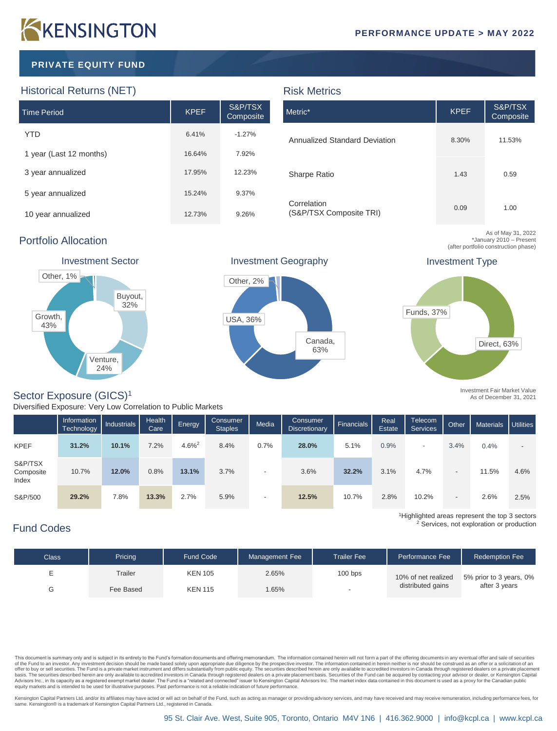# KENSINGTON

**PERFORMANCE UPDATE > MAY 2022**

**PRIVATE EQUITY FUND**

## Historical Returns (NET)

| Time Period | KPEF | S&P/TSX Composite |
|---|---|---|
| YTD | 6.41% | -1.27% |
| 1 year (Last 12 months) | 16.64% | 7.92% |
| 3 year annualized | 17.95% | 12.23% |
| 5 year annualized | 15.24% | 9.37% |
| 10 year annualized | 12.73% | 9.26% |

## Risk Metrics

| Metric* | KPEF | S&P/TSX Composite |
|---|---|---|
| Annualized Standard Deviation | 8.30% | 11.53% |
| Sharpe Ratio | 1.43 | 0.59 |
| Correlation (S&P/TSX Composite TRI) | 0.09 | 1.00 |

As of May 31, 2022
*January 2010 – Present
(after portfolio construction phase)

## Portfolio Allocation

### Investment Sector

Other, 1%
Buyout, 32%
Growth, 43%
Venture, 24%

### Investment Geography

Other, 2%
USA, 36%
Canada, 63%

### Investment Type

Funds, 37%
Direct, 63%

Investment Fair Market Value
As of December 31, 2021

## Sector Exposure (GICS)[1]

Diversified Exposure: Very Low Correlation to Public Markets

| | Information Technology | Industrials | Health Care | Energy | Consumer Staples | Media | Consumer Discretionary | Financials | Real Estate | Telecom Services | Other | Materials | Utilities |
|---|---|---|---|---|---|---|---|---|---|---|---|---|---|
| KPEF | **31.2%** | **10.1%** | 7.2% | 4.6%[2] | 8.4% | 0.7% | **28.0%** | 5.1% | 0.9% | - | 3.4% | 0.4% | - |
| S&P/TSX Composite Index | 10.7% | **12.0%** | 0.8% | **13.1%** | 3.7% | - | 3.6% | **32.2%** | 3.1% | 4.7% | - | 11.5% | 4.6% |
| S&P/500 | **29.2%** | 7.8% | **13.3%** | 2.7% | 5.9% | - | **12.5%** | 10.7% | 2.8% | 10.2% | - | 2.6% | 2.5% |

[1]Highlighted areas represent the top 3 sectors
[2] Services, not exploration or production

## Fund Codes

| Class | Pricing | Fund Code | Management Fee | Trailer Fee | Performance Fee | Redemption Fee |
|---|---|---|---|---|---|---|
| E | Trailer | KEN 105 | 2.65% | 100 bps | 10% of net realized distributed gains | 5% prior to 3 years, 0% after 3 years |
| G | Fee Based | KEN 115 | 1.65% | - | | |

This document is summary only and is subject in its entirety to the Fund's formation documents and offering memorandum. The information contained herein will not form a part of the offering documents in any eventual offer and sale of securities of the Fund to an investor. Any investment decision should be made based solely upon appropriate due diligence by the prospective investor. The information contained in herein neither is nor should be construed as an offer or a solicitation of an offer to buy or sell securities. The Fund is a private market instrument and differs substantially from public equity. The securities described herein are only available to accredited investors in Canada through registered dealers on a private placement basis. The securities described herein are only available to accredited investors in Canada through registered dealers on a private placement basis. Securities of the Fund can be acquired by contacting your advisor or dealer, or Kensington Capital Advisors Inc., in its capacity as a registered exempt market dealer. The Fund is a "related and connected" issuer to Kensington Capital Advisors Inc. The market index data contained in this document is used as a proxy for the Canadian public equity markets and is intended to be used for illustrative purposes. Past performance is not a reliable indication of future performance.

Kensington Capital Partners Ltd. and/or its affiliates may have acted or will act on behalf of the Fund, such as acting as manager or providing advisory services, and may have received and may receive remuneration, including performance fees, for same. Kensington® is a trademark of Kensington Capital Partners Ltd., registered in Canada.

95 St. Clair Ave. West, Suite 905, Toronto, Ontario M4V 1N6 | 416.362.9000 | info@kcpl.ca | www.kcpl.ca